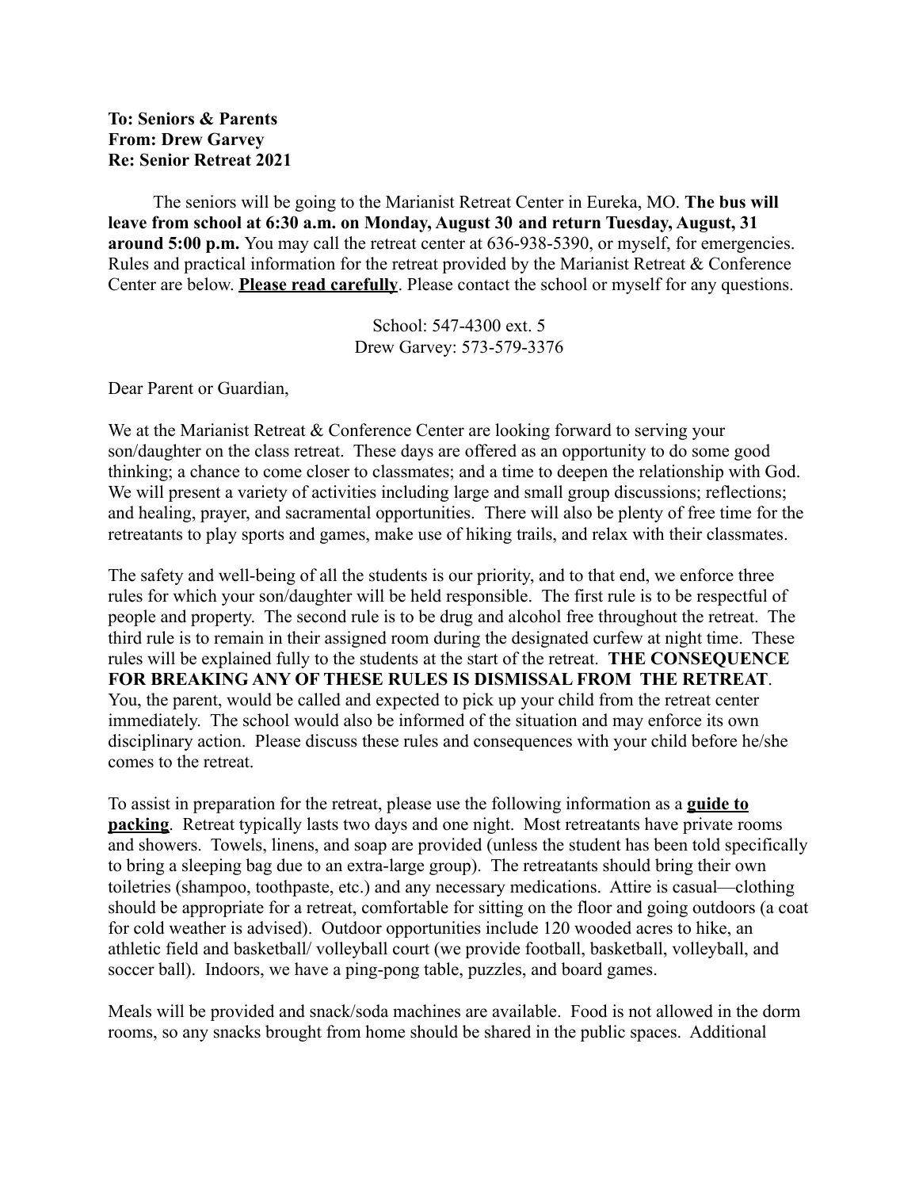**To: Seniors & Parents**
**From: Drew Garvey**
**Re: Senior Retreat 2021**

The seniors will be going to the Marianist Retreat Center in Eureka, MO. **The bus will leave from school at 6:30 a.m. on Monday, August 30 and return Tuesday, August, 31 around 5:00 p.m.** You may call the retreat center at 636-938-5390, or myself, for emergencies. Rules and practical information for the retreat provided by the Marianist Retreat & Conference Center are below. **<u>Please read carefully</u>**. Please contact the school or myself for any questions.

School: 547-4300 ext. 5
Drew Garvey: 573-579-3376

Dear Parent or Guardian,

We at the Marianist Retreat & Conference Center are looking forward to serving your son/daughter on the class retreat. These days are offered as an opportunity to do some good thinking; a chance to come closer to classmates; and a time to deepen the relationship with God. We will present a variety of activities including large and small group discussions; reflections; and healing, prayer, and sacramental opportunities. There will also be plenty of free time for the retreatants to play sports and games, make use of hiking trails, and relax with their classmates.

The safety and well-being of all the students is our priority, and to that end, we enforce three rules for which your son/daughter will be held responsible. The first rule is to be respectful of people and property. The second rule is to be drug and alcohol free throughout the retreat. The third rule is to remain in their assigned room during the designated curfew at night time. These rules will be explained fully to the students at the start of the retreat. **THE CONSEQUENCE FOR BREAKING ANY OF THESE RULES IS DISMISSAL FROM THE RETREAT**. You, the parent, would be called and expected to pick up your child from the retreat center immediately. The school would also be informed of the situation and may enforce its own disciplinary action. Please discuss these rules and consequences with your child before he/she comes to the retreat.

To assist in preparation for the retreat, please use the following information as a **<u>guide to packing</u>**. Retreat typically lasts two days and one night. Most retreatants have private rooms and showers. Towels, linens, and soap are provided (unless the student has been told specifically to bring a sleeping bag due to an extra-large group). The retreatants should bring their own toiletries (shampoo, toothpaste, etc.) and any necessary medications. Attire is casual—clothing should be appropriate for a retreat, comfortable for sitting on the floor and going outdoors (a coat for cold weather is advised). Outdoor opportunities include 120 wooded acres to hike, an athletic field and basketball/ volleyball court (we provide football, basketball, volleyball, and soccer ball). Indoors, we have a ping-pong table, puzzles, and board games.

Meals will be provided and snack/soda machines are available. Food is not allowed in the dorm rooms, so any snacks brought from home should be shared in the public spaces. Additional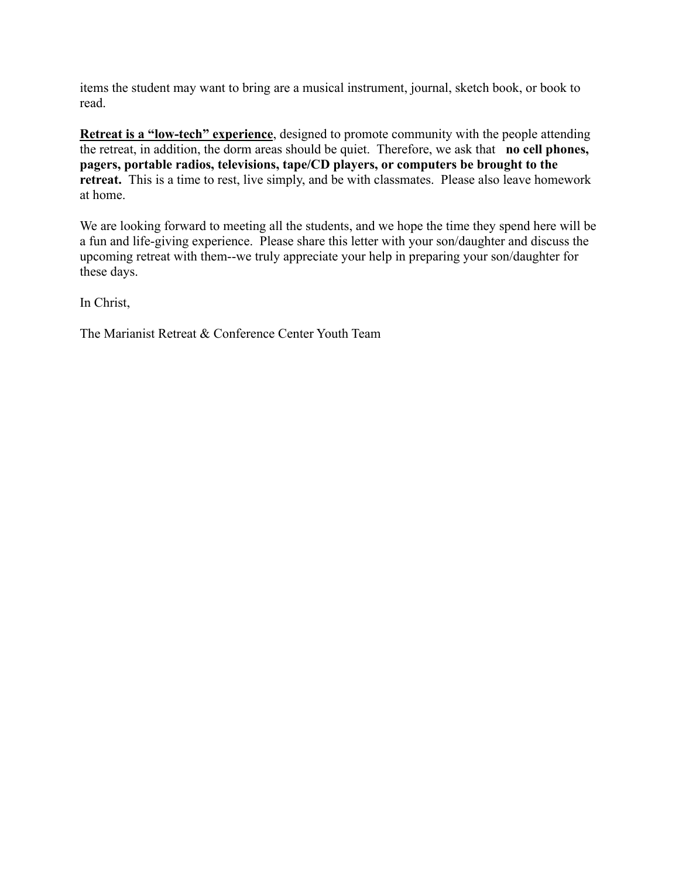items the student may want to bring are a musical instrument, journal, sketch book, or book to read.

**Retreat is a "low-tech" experience**, designed to promote community with the people attending the retreat, in addition, the dorm areas should be quiet. Therefore, we ask that **no cell phones, pagers, portable radios, televisions, tape/CD players, or computers be brought to the retreat.** This is a time to rest, live simply, and be with classmates. Please also leave homework at home.

We are looking forward to meeting all the students, and we hope the time they spend here will be a fun and life-giving experience. Please share this letter with your son/daughter and discuss the upcoming retreat with them--we truly appreciate your help in preparing your son/daughter for these days.

In Christ,

The Marianist Retreat & Conference Center Youth Team